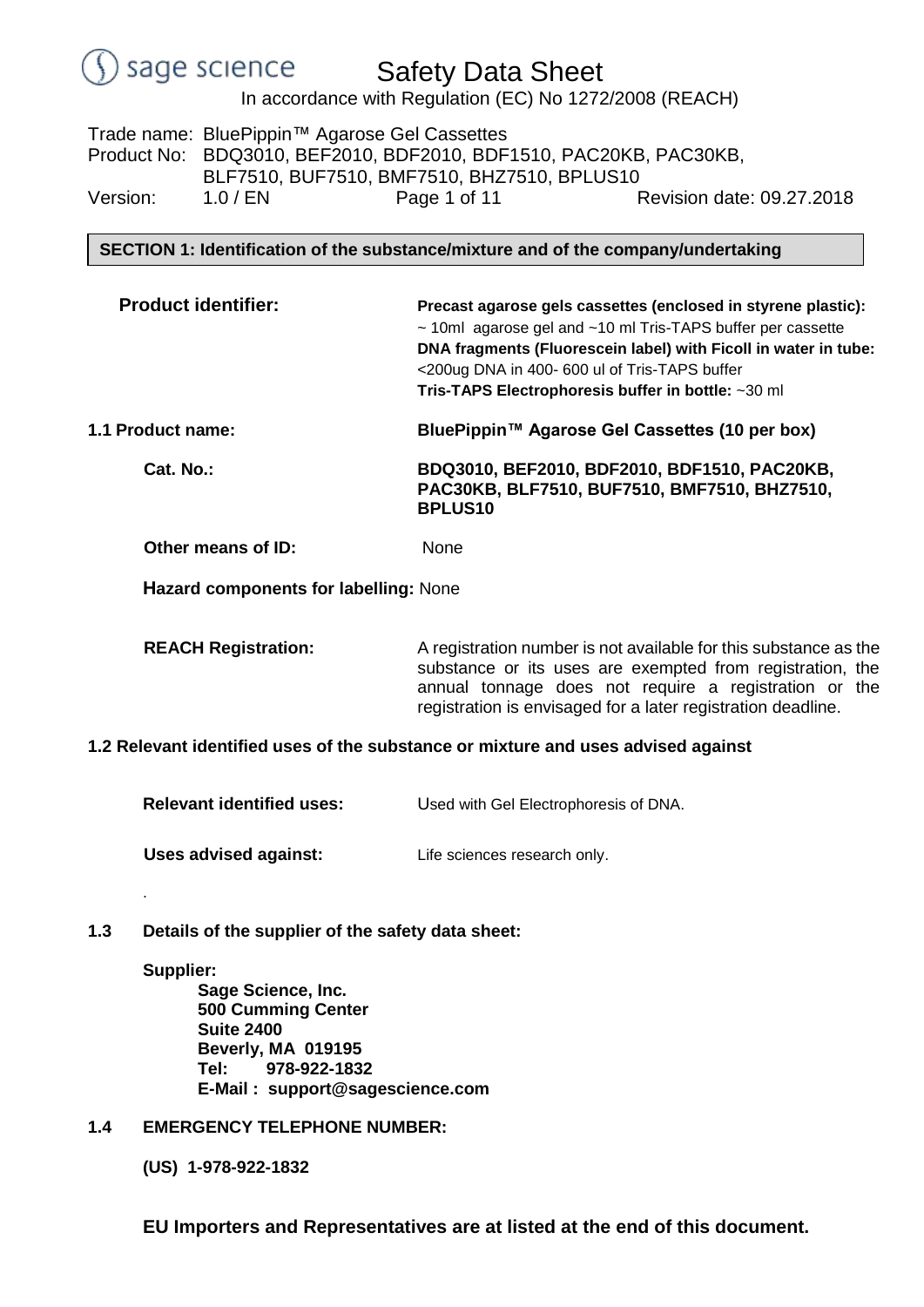# Safety Data Sheet

In accordance with Regulation (EC) No 1272/2008 (REACH)

Trade name: BluePippin™ Agarose Gel Cassettes
Product No: BDQ3010, BEF2010, BDF2010, BDF1510, PAC20KB, PAC30KB, BLF7510, BUF7510, BMF7510, BHZ7510, BPLUS10
Version: 1.0 / EN    Revision date: 09.27.2018

## SECTION 1: Identification of the substance/mixture and of the company/undertaking

**Product identifier:**

**Precast agarose gels cassettes (enclosed in styrene plastic):**
~ 10ml agarose gel and ~10 ml Tris-TAPS buffer per cassette
**DNA fragments (Fluorescein label) with Ficoll in water in tube:**
<200ug DNA in 400- 600 ul of Tris-TAPS buffer
**Tris-TAPS Electrophoresis buffer in bottle:** ~30 ml

**1.1 Product name:** **BluePippin™ Agarose Gel Cassettes (10 per box)**

**Cat. No.:** **BDQ3010, BEF2010, BDF2010, BDF1510, PAC20KB, PAC30KB, BLF7510, BUF7510, BMF7510, BHZ7510, BPLUS10**

**Other means of ID:** None

**Hazard components for labelling:** None

**REACH Registration:** A registration number is not available for this substance as the substance or its uses are exempted from registration, the annual tonnage does not require a registration or the registration is envisaged for a later registration deadline.

### 1.2 Relevant identified uses of the substance or mixture and uses advised against

**Relevant identified uses:** Used with Gel Electrophoresis of DNA.

**Uses advised against:** Life sciences research only.

.

### 1.3 Details of the supplier of the safety data sheet:

**Supplier:**

**Sage Science, Inc.**
**500 Cumming Center**
**Suite 2400**
**Beverly, MA 019195**
**Tel: 978-922-1832**
**E-Mail : support@sagescience.com**

### 1.4 EMERGENCY TELEPHONE NUMBER:

**(US) 1-978-922-1832**

**EU Importers and Representatives are at listed at the end of this document.**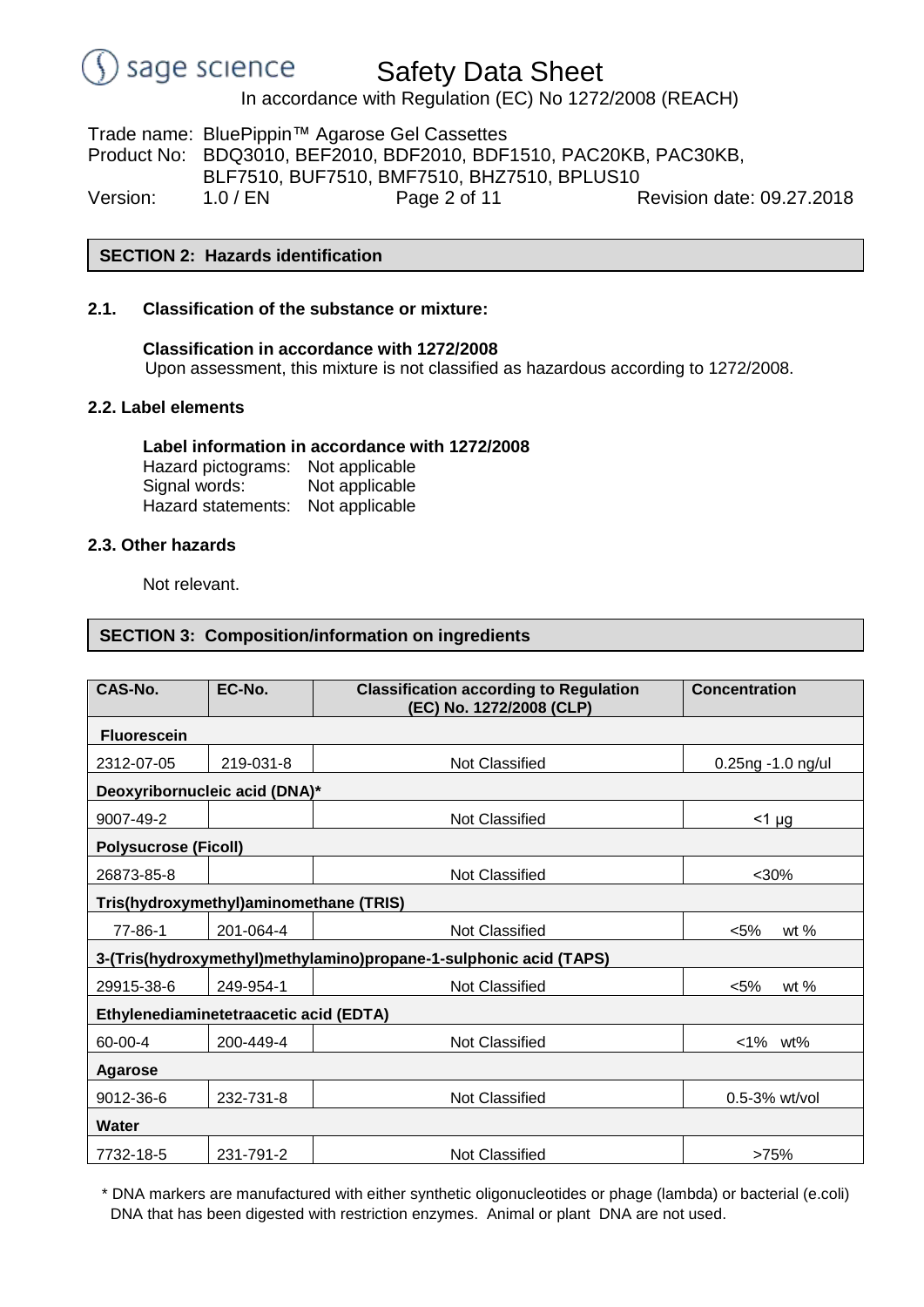## SECTION 2: Hazards identification

### 2.1. Classification of the substance or mixture:

**Classification in accordance with 1272/2008**

Upon assessment, this mixture is not classified as hazardous according to 1272/2008.

### 2.2. Label elements

**Label information in accordance with 1272/2008**

Hazard pictograms: Not applicable
Signal words: Not applicable
Hazard statements: Not applicable

### 2.3. Other hazards

Not relevant.

## SECTION 3: Composition/information on ingredients

| CAS-No. | EC-No. | Classification according to Regulation (EC) No. 1272/2008 (CLP) | Concentration |
|---|---|---|---|
| **Fluorescein** | | | |
| 2312-07-05 | 219-031-8 | Not Classified | 0.25ng -1.0 ng/ul |
| **Deoxyribornucleic acid (DNA)*** | | | |
| 9007-49-2 | | Not Classified | <1 µg |
| **Polysucrose (Ficoll)** | | | |
| 26873-85-8 | | Not Classified | <30% |
| **Tris(hydroxymethyl)aminomethane (TRIS)** | | | |
| 77-86-1 | 201-064-4 | Not Classified | <5% wt % |
| **3-(Tris(hydroxymethyl)methylamino)propane-1-sulphonic acid (TAPS)** | | | |
| 29915-38-6 | 249-954-1 | Not Classified | <5% wt % |
| **Ethylenediaminetetraacetic acid (EDTA)** | | | |
| 60-00-4 | 200-449-4 | Not Classified | <1% wt% |
| **Agarose** | | | |
| 9012-36-6 | 232-731-8 | Not Classified | 0.5-3% wt/vol |
| **Water** | | | |
| 7732-18-5 | 231-791-2 | Not Classified | >75% |

\* DNA markers are manufactured with either synthetic oligonucleotides or phage (lambda) or bacterial (e.coli) DNA that has been digested with restriction enzymes. Animal or plant DNA are not used.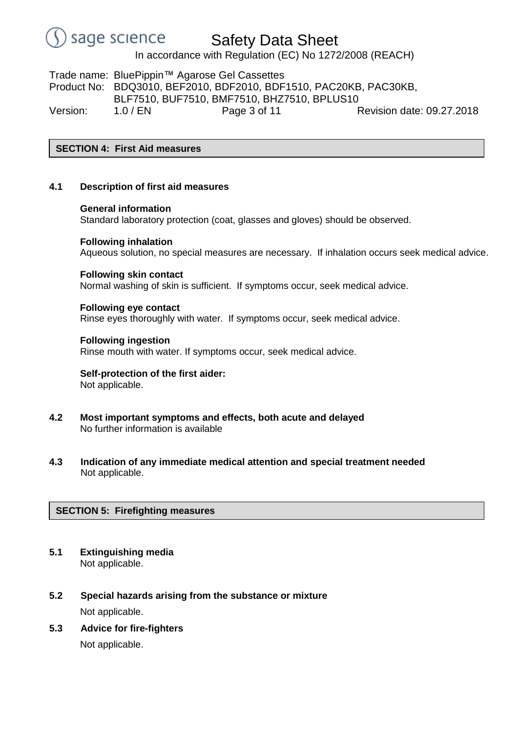## SECTION 4: First Aid measures

### 4.1 Description of first aid measures

**General information**
Standard laboratory protection (coat, glasses and gloves) should be observed.

**Following inhalation**
Aqueous solution, no special measures are necessary. If inhalation occurs seek medical advice.

**Following skin contact**
Normal washing of skin is sufficient. If symptoms occur, seek medical advice.

**Following eye contact**
Rinse eyes thoroughly with water. If symptoms occur, seek medical advice.

**Following ingestion**
Rinse mouth with water. If symptoms occur, seek medical advice.

**Self-protection of the first aider:**
Not applicable.

### 4.2 Most important symptoms and effects, both acute and delayed

No further information is available

### 4.3 Indication of any immediate medical attention and special treatment needed

Not applicable.

## SECTION 5: Firefighting measures

### 5.1 Extinguishing media

Not applicable.

### 5.2 Special hazards arising from the substance or mixture

Not applicable.

### 5.3 Advice for fire-fighters

Not applicable.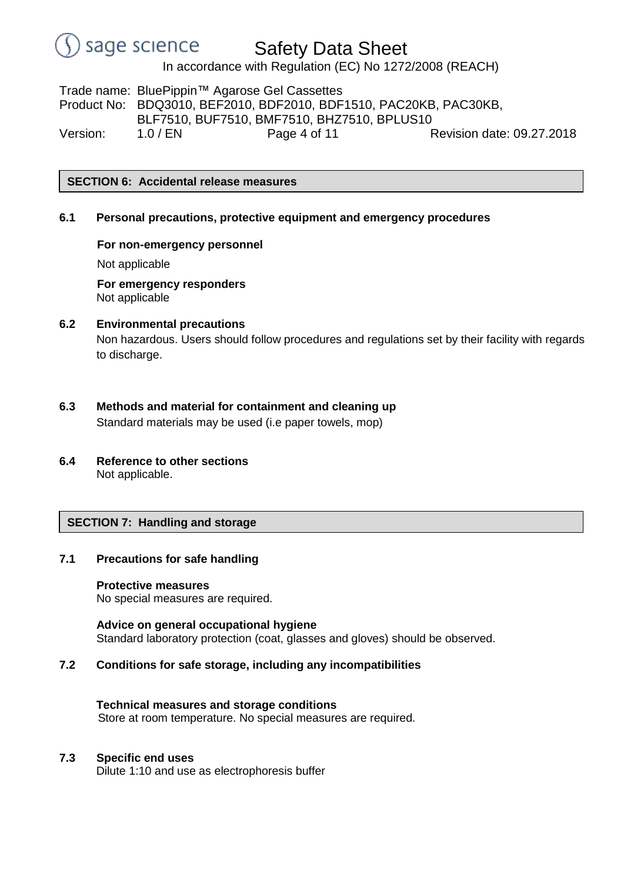## SECTION 6: Accidental release measures

### 6.1 Personal precautions, protective equipment and emergency procedures

**For non-emergency personnel**

Not applicable

**For emergency responders**

Not applicable

### 6.2 Environmental precautions

Non hazardous. Users should follow procedures and regulations set by their facility with regards to discharge.

### 6.3 Methods and material for containment and cleaning up

Standard materials may be used (i.e paper towels, mop)

### 6.4 Reference to other sections

Not applicable.

## SECTION 7: Handling and storage

### 7.1 Precautions for safe handling

**Protective measures**

No special measures are required.

**Advice on general occupational hygiene**

Standard laboratory protection (coat, glasses and gloves) should be observed.

### 7.2 Conditions for safe storage, including any incompatibilities

**Technical measures and storage conditions**

Store at room temperature. No special measures are required.

### 7.3 Specific end uses

Dilute 1:10 and use as electrophoresis buffer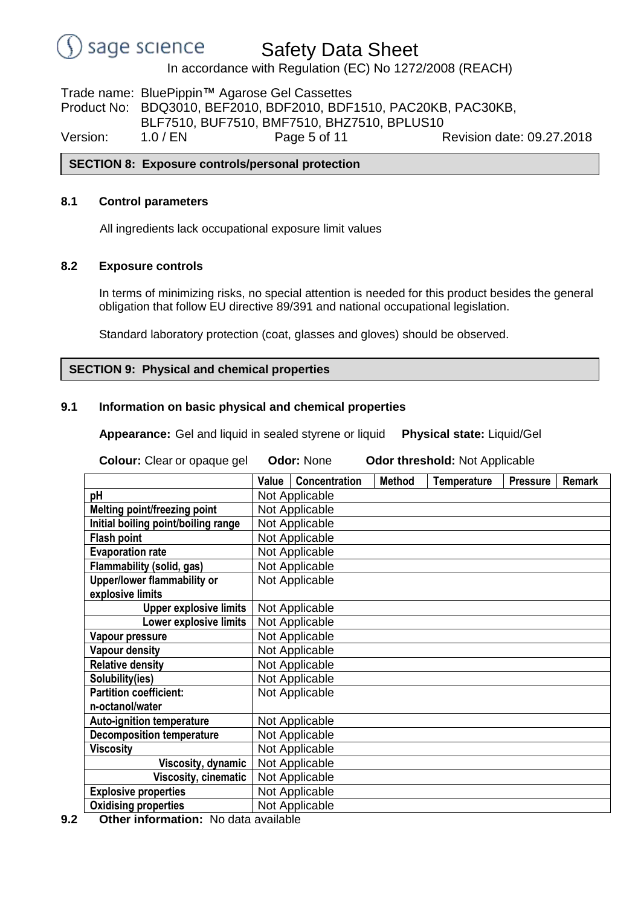## SECTION 8: Exposure controls/personal protection

### 8.1 Control parameters

All ingredients lack occupational exposure limit values

### 8.2 Exposure controls

In terms of minimizing risks, no special attention is needed for this product besides the general obligation that follow EU directive 89/391 and national occupational legislation.

Standard laboratory protection (coat, glasses and gloves) should be observed.

## SECTION 9: Physical and chemical properties

### 9.1 Information on basic physical and chemical properties

**Appearance:** Gel and liquid in sealed styrene or liquid **Physical state:** Liquid/Gel

**Colour:** Clear or opaque gel **Odor:** None **Odor threshold:** Not Applicable

| | Value | Concentration | Method | Temperature | Pressure | Remark |
|---|---|---|---|---|---|---|
| **pH** | Not Applicable | | | | | |
| **Melting point/freezing point** | Not Applicable | | | | | |
| **Initial boiling point/boiling range** | Not Applicable | | | | | |
| **Flash point** | Not Applicable | | | | | |
| **Evaporation rate** | Not Applicable | | | | | |
| **Flammability (solid, gas)** | Not Applicable | | | | | |
| **Upper/lower flammability or explosive limits** | Not Applicable | | | | | |
| **Upper explosive limits** | Not Applicable | | | | | |
| **Lower explosive limits** | Not Applicable | | | | | |
| **Vapour pressure** | Not Applicable | | | | | |
| **Vapour density** | Not Applicable | | | | | |
| **Relative density** | Not Applicable | | | | | |
| **Solubility(ies)** | Not Applicable | | | | | |
| **Partition coefficient: n-octanol/water** | Not Applicable | | | | | |
| **Auto-ignition temperature** | Not Applicable | | | | | |
| **Decomposition temperature** | Not Applicable | | | | | |
| **Viscosity** | Not Applicable | | | | | |
| **Viscosity, dynamic** | Not Applicable | | | | | |
| **Viscosity, cinematic** | Not Applicable | | | | | |
| **Explosive properties** | Not Applicable | | | | | |
| **Oxidising properties** | Not Applicable | | | | | |

### 9.2 Other information: No data available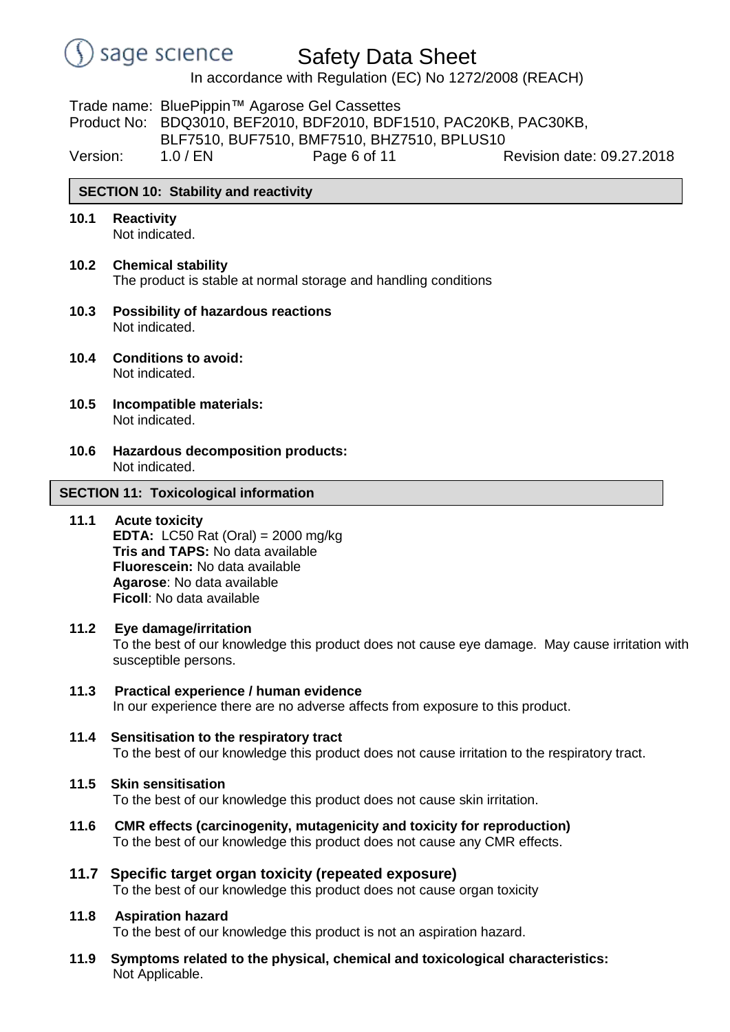## SECTION 10: Stability and reactivity

**10.1 Reactivity**
Not indicated.

**10.2 Chemical stability**
The product is stable at normal storage and handling conditions

**10.3 Possibility of hazardous reactions**
Not indicated.

**10.4 Conditions to avoid:**
Not indicated.

**10.5 Incompatible materials:**
Not indicated.

**10.6 Hazardous decomposition products:**
Not indicated.

## SECTION 11: Toxicological information

**11.1 Acute toxicity**
**EDTA:** LC50 Rat (Oral) = 2000 mg/kg
**Tris and TAPS:** No data available
**Fluorescein:** No data available
**Agarose**: No data available
**Ficoll**: No data available

**11.2 Eye damage/irritation**
To the best of our knowledge this product does not cause eye damage. May cause irritation with susceptible persons.

**11.3 Practical experience / human evidence**
In our experience there are no adverse affects from exposure to this product.

**11.4 Sensitisation to the respiratory tract**
To the best of our knowledge this product does not cause irritation to the respiratory tract.

**11.5 Skin sensitisation**
To the best of our knowledge this product does not cause skin irritation.

**11.6 CMR effects (carcinogenity, mutagenicity and toxicity for reproduction)**
To the best of our knowledge this product does not cause any CMR effects.

**11.7 Specific target organ toxicity (repeated exposure)**
To the best of our knowledge this product does not cause organ toxicity

**11.8 Aspiration hazard**
To the best of our knowledge this product is not an aspiration hazard.

**11.9 Symptoms related to the physical, chemical and toxicological characteristics:**
Not Applicable.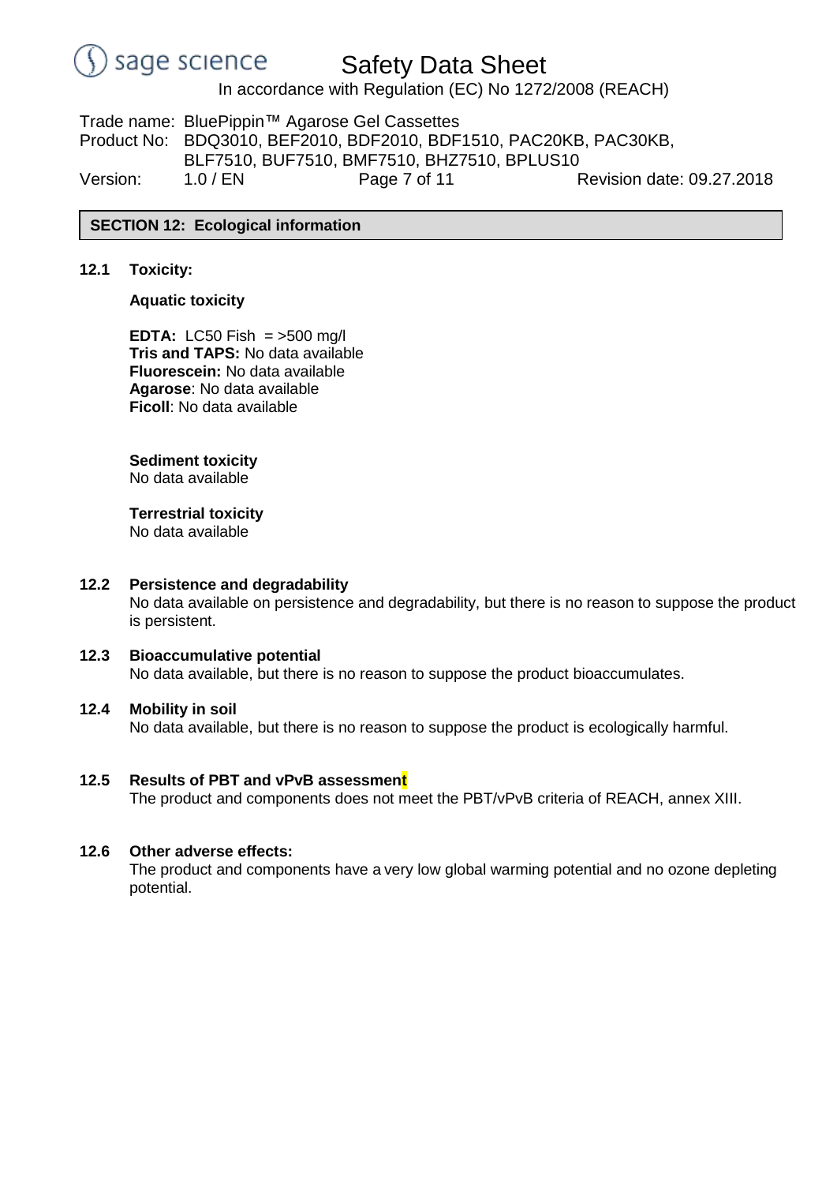## SECTION 12: Ecological information

**12.1 Toxicity:**

**Aquatic toxicity**

**EDTA:** LC50 Fish = >500 mg/l
**Tris and TAPS:** No data available
**Fluorescein:** No data available
**Agarose**: No data available
**Ficoll**: No data available

**Sediment toxicity**
No data available

**Terrestrial toxicity**
No data available

**12.2 Persistence and degradability**
No data available on persistence and degradability, but there is no reason to suppose the product is persistent.

**12.3 Bioaccumulative potential**
No data available, but there is no reason to suppose the product bioaccumulates.

**12.4 Mobility in soil**
No data available, but there is no reason to suppose the product is ecologically harmful.

**12.5 Results of PBT and vPvB assessment**
The product and components does not meet the PBT/vPvB criteria of REACH, annex XIII.

**12.6 Other adverse effects:**
The product and components have a very low global warming potential and no ozone depleting potential.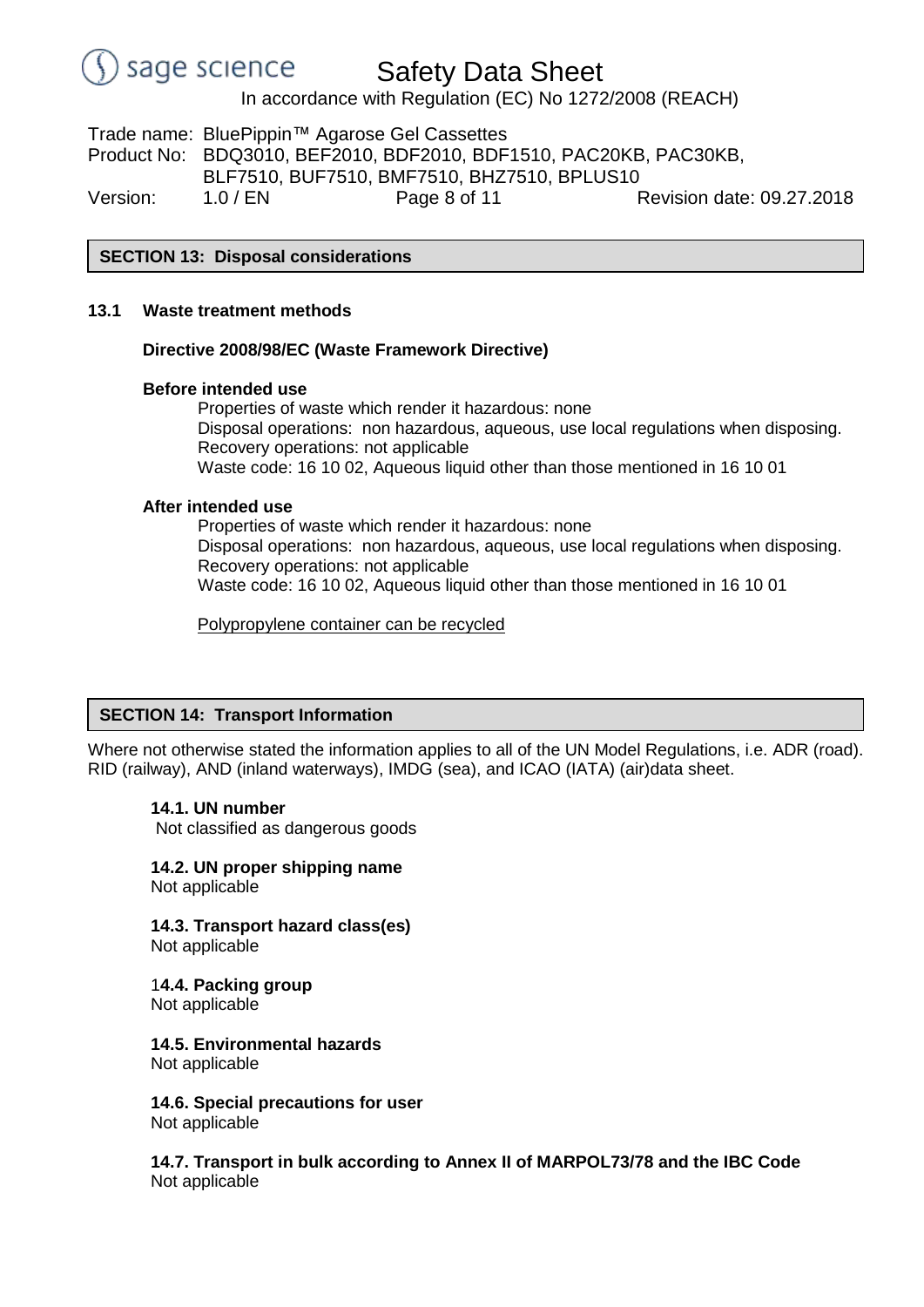## SECTION 13: Disposal considerations

### 13.1 Waste treatment methods

**Directive 2008/98/EC (Waste Framework Directive)**

**Before intended use**

Properties of waste which render it hazardous: none
Disposal operations: non hazardous, aqueous, use local regulations when disposing.
Recovery operations: not applicable
Waste code: 16 10 02, Aqueous liquid other than those mentioned in 16 10 01

**After intended use**

Properties of waste which render it hazardous: none
Disposal operations: non hazardous, aqueous, use local regulations when disposing.
Recovery operations: not applicable
Waste code: 16 10 02, Aqueous liquid other than those mentioned in 16 10 01

<u>Polypropylene container can be recycled</u>

## SECTION 14: Transport Information

Where not otherwise stated the information applies to all of the UN Model Regulations, i.e. ADR (road). RID (railway), AND (inland waterways), IMDG (sea), and ICAO (IATA) (air)data sheet.

**14.1. UN number**
Not classified as dangerous goods

**14.2. UN proper shipping name**
Not applicable

**14.3. Transport hazard class(es)**
Not applicable

**14.4. Packing group**
Not applicable

**14.5. Environmental hazards**
Not applicable

**14.6. Special precautions for user**
Not applicable

**14.7. Transport in bulk according to Annex II of MARPOL73/78 and the IBC Code**
Not applicable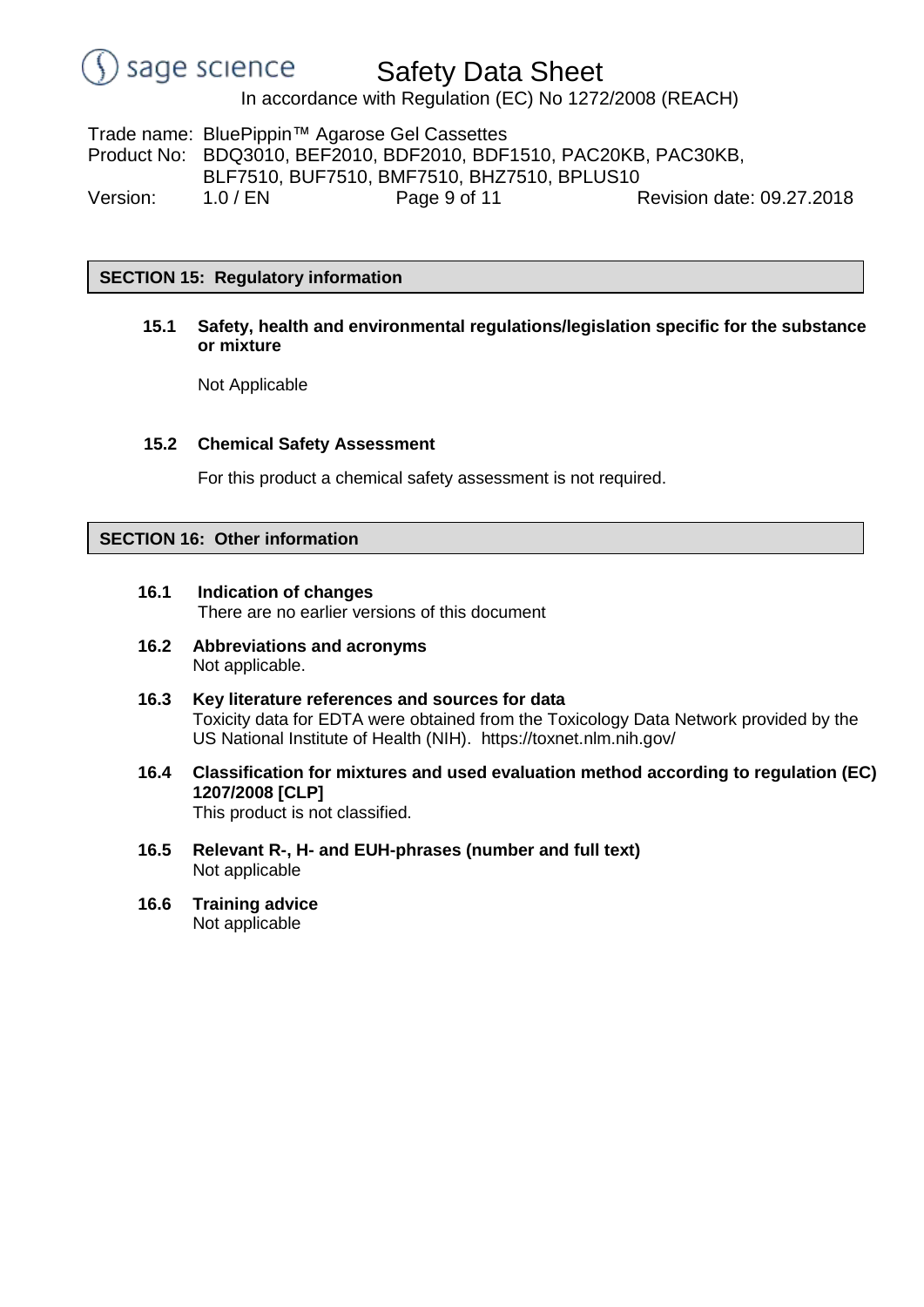## SECTION 15: Regulatory information

**15.1 Safety, health and environmental regulations/legislation specific for the substance or mixture**

Not Applicable

**15.2 Chemical Safety Assessment**

For this product a chemical safety assessment is not required.

## SECTION 16: Other information

**16.1 Indication of changes**
There are no earlier versions of this document

**16.2 Abbreviations and acronyms**
Not applicable.

**16.3 Key literature references and sources for data**
Toxicity data for EDTA were obtained from the Toxicology Data Network provided by the US National Institute of Health (NIH). https://toxnet.nlm.nih.gov/

**16.4 Classification for mixtures and used evaluation method according to regulation (EC) 1207/2008 [CLP]**
This product is not classified.

**16.5 Relevant R-, H- and EUH-phrases (number and full text)**
Not applicable

**16.6 Training advice**
Not applicable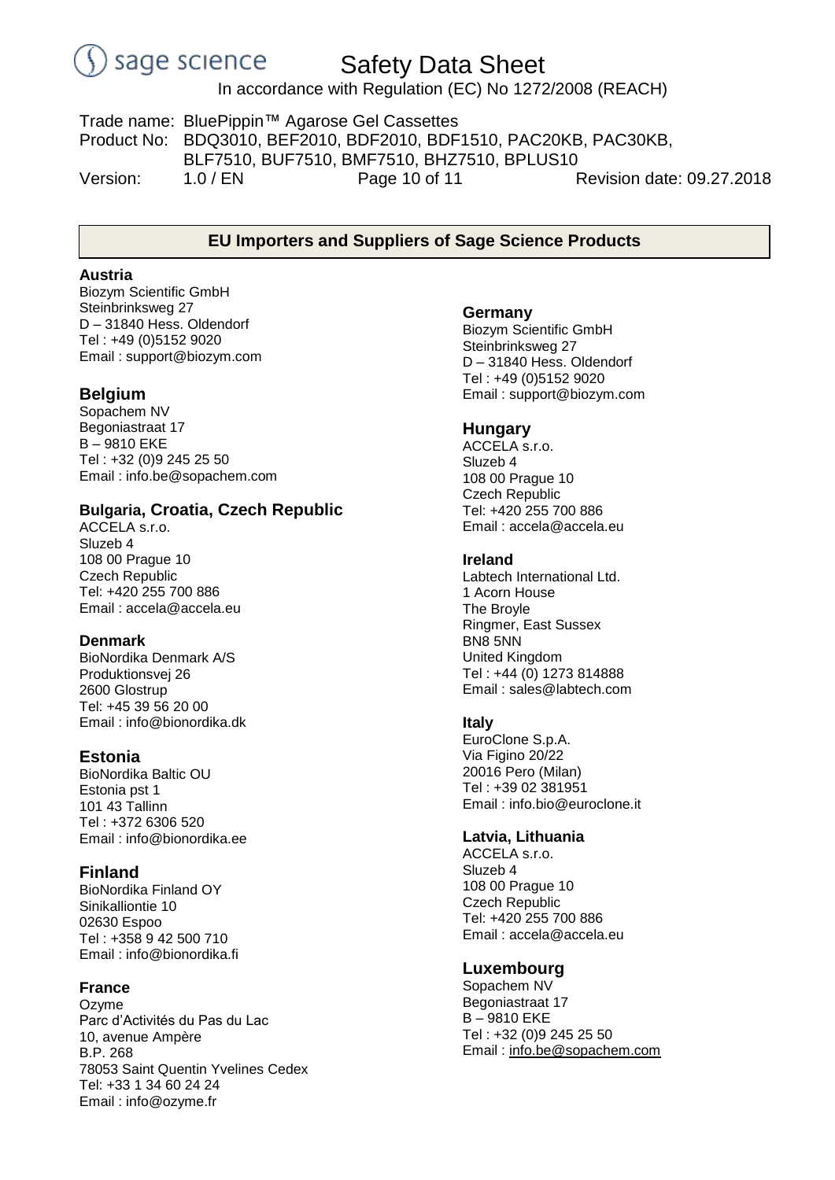## EU Importers and Suppliers of Sage Science Products

**Austria**
Biozym Scientific GmbH
Steinbrinksweg 27
D – 31840 Hess. Oldendorf
Tel : +49 (0)5152 9020
Email : support@biozym.com

**Belgium**
Sopachem NV
Begoniastraat 17
B – 9810 EKE
Tel : +32 (0)9 245 25 50
Email : info.be@sopachem.com

**Bulgaria, Croatia, Czech Republic**
ACCELA s.r.o.
Sluzeb 4
108 00 Prague 10
Czech Republic
Tel: +420 255 700 886
Email : accela@accela.eu

**Denmark**
BioNordika Denmark A/S
Produktionsvej 26
2600 Glostrup
Tel: +45 39 56 20 00
Email : info@bionordika.dk

**Estonia**
BioNordika Baltic OU
Estonia pst 1
101 43 Tallinn
Tel : +372 6306 520
Email : info@bionordika.ee

**Finland**
BioNordika Finland OY
Sinikalliontie 10
02630 Espoo
Tel : +358 9 42 500 710
Email : info@bionordika.fi

**France**
Ozyme
Parc d'Activités du Pas du Lac
10, avenue Ampère
B.P. 268
78053 Saint Quentin Yvelines Cedex
Tel: +33 1 34 60 24 24
Email : info@ozyme.fr

**Germany**
Biozym Scientific GmbH
Steinbrinksweg 27
D – 31840 Hess. Oldendorf
Tel : +49 (0)5152 9020
Email : support@biozym.com

**Hungary**
ACCELA s.r.o.
Sluzeb 4
108 00 Prague 10
Czech Republic
Tel: +420 255 700 886
Email : accela@accela.eu

**Ireland**
Labtech International Ltd.
1 Acorn House
The Broyle
Ringmer, East Sussex
BN8 5NN
United Kingdom
Tel : +44 (0) 1273 814888
Email : sales@labtech.com

**Italy**
EuroClone S.p.A.
Via Figino 20/22
20016 Pero (Milan)
Tel : +39 02 381951
Email : info.bio@euroclone.it

**Latvia, Lithuania**
ACCELA s.r.o.
Sluzeb 4
108 00 Prague 10
Czech Republic
Tel: +420 255 700 886
Email : accela@accela.eu

**Luxembourg**
Sopachem NV
Begoniastraat 17
B – 9810 EKE
Tel : +32 (0)9 245 25 50
Email : info.be@sopachem.com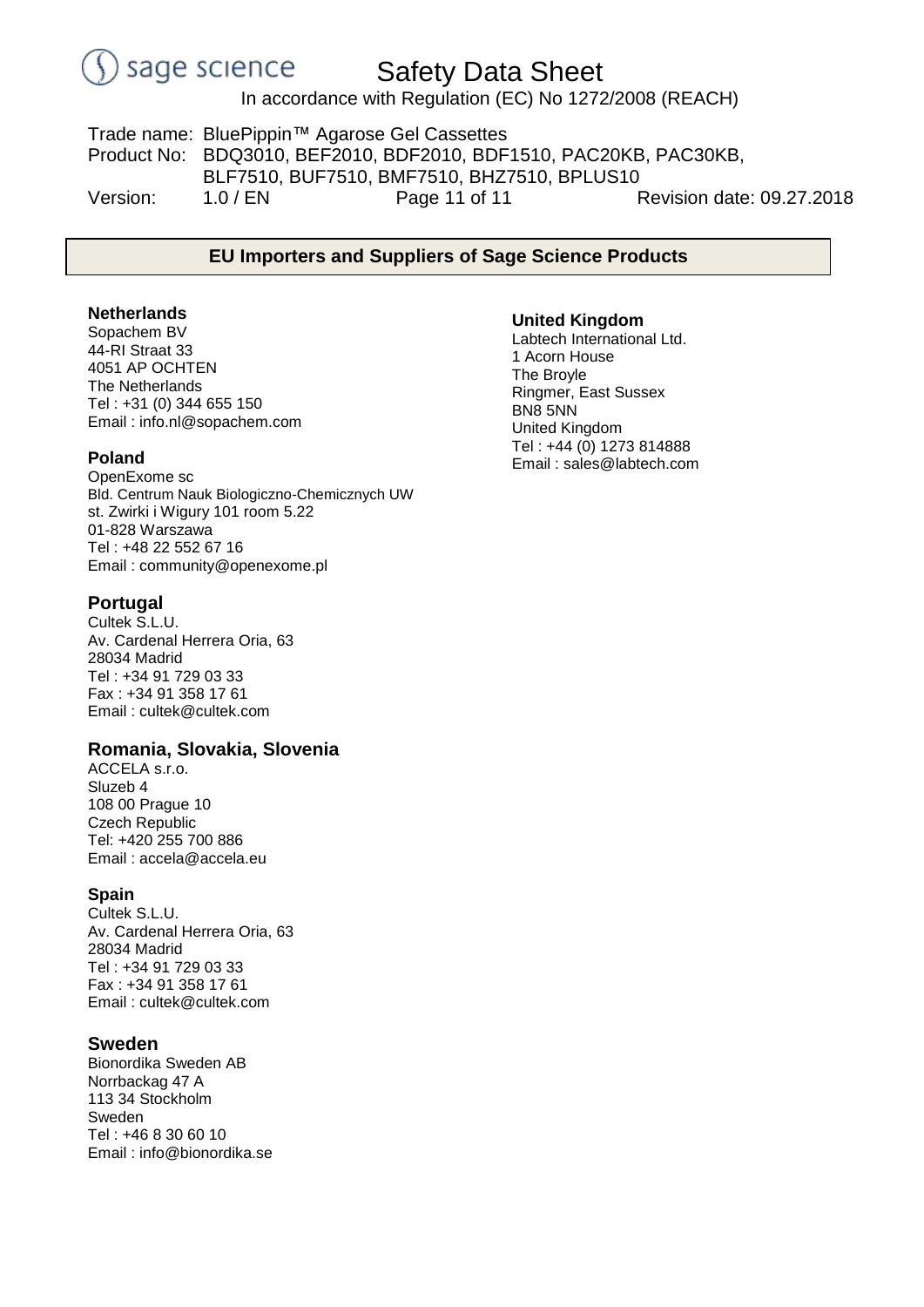## EU Importers and Suppliers of Sage Science Products

### Netherlands

Sopachem BV
44-RI Straat 33
4051 AP OCHTEN
The Netherlands
Tel : +31 (0) 344 655 150
Email : info.nl@sopachem.com

### Poland

OpenExome sc
Bld. Centrum Nauk Biologiczno-Chemicznych UW
st. Zwirki i Wigury 101 room 5.22
01-828 Warszawa
Tel : +48 22 552 67 16
Email : community@openexome.pl

### Portugal

Cultek S.L.U.
Av. Cardenal Herrera Oria, 63
28034 Madrid
Tel : +34 91 729 03 33
Fax : +34 91 358 17 61
Email : cultek@cultek.com

### Romania, Slovakia, Slovenia

ACCELA s.r.o.
Sluzeb 4
108 00 Prague 10
Czech Republic
Tel: +420 255 700 886
Email : accela@accela.eu

### Spain

Cultek S.L.U.
Av. Cardenal Herrera Oria, 63
28034 Madrid
Tel : +34 91 729 03 33
Fax : +34 91 358 17 61
Email : cultek@cultek.com

### Sweden

Bionordika Sweden AB
Norrbackag 47 A
113 34 Stockholm
Sweden
Tel : +46 8 30 60 10
Email : info@bionordika.se

### United Kingdom

Labtech International Ltd.
1 Acorn House
The Broyle
Ringmer, East Sussex
BN8 5NN
United Kingdom
Tel : +44 (0) 1273 814888
Email : sales@labtech.com